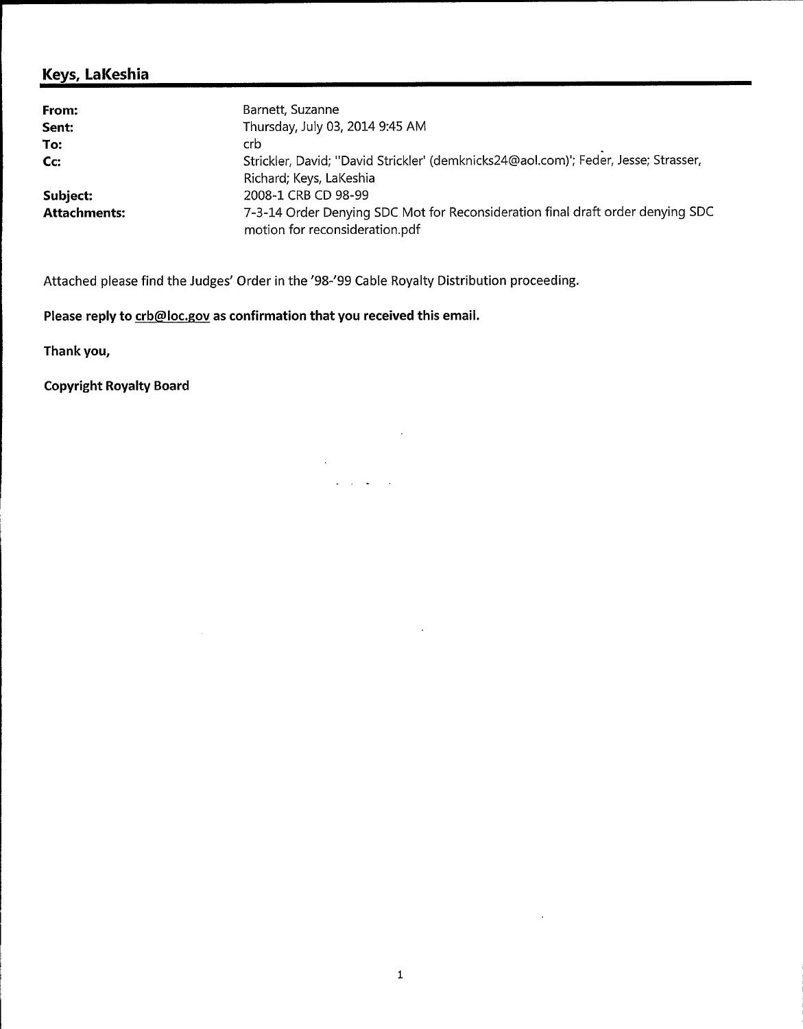## Keys, LaKeshia

| | |
|---|---|
| **From:** | Barnett, Suzanne |
| **Sent:** | Thursday, July 03, 2014 9:45 AM |
| **To:** | crb |
| **Cc:** | Strickler, David; "David Strickler' (demknicks24@aol.com)'; Feder, Jesse; Strasser, Richard; Keys, LaKeshia |
| **Subject:** | 2008-1 CRB CD 98-99 |
| **Attachments:** | 7-3-14 Order Denying SDC Mot for Reconsideration final draft order denying SDC motion for reconsideration.pdf |

Attached please find the Judges' Order in the '98-'99 Cable Royalty Distribution proceeding.

**Please reply to crb@loc.gov as confirmation that you received this email.**

**Thank you,**

**Copyright Royalty Board**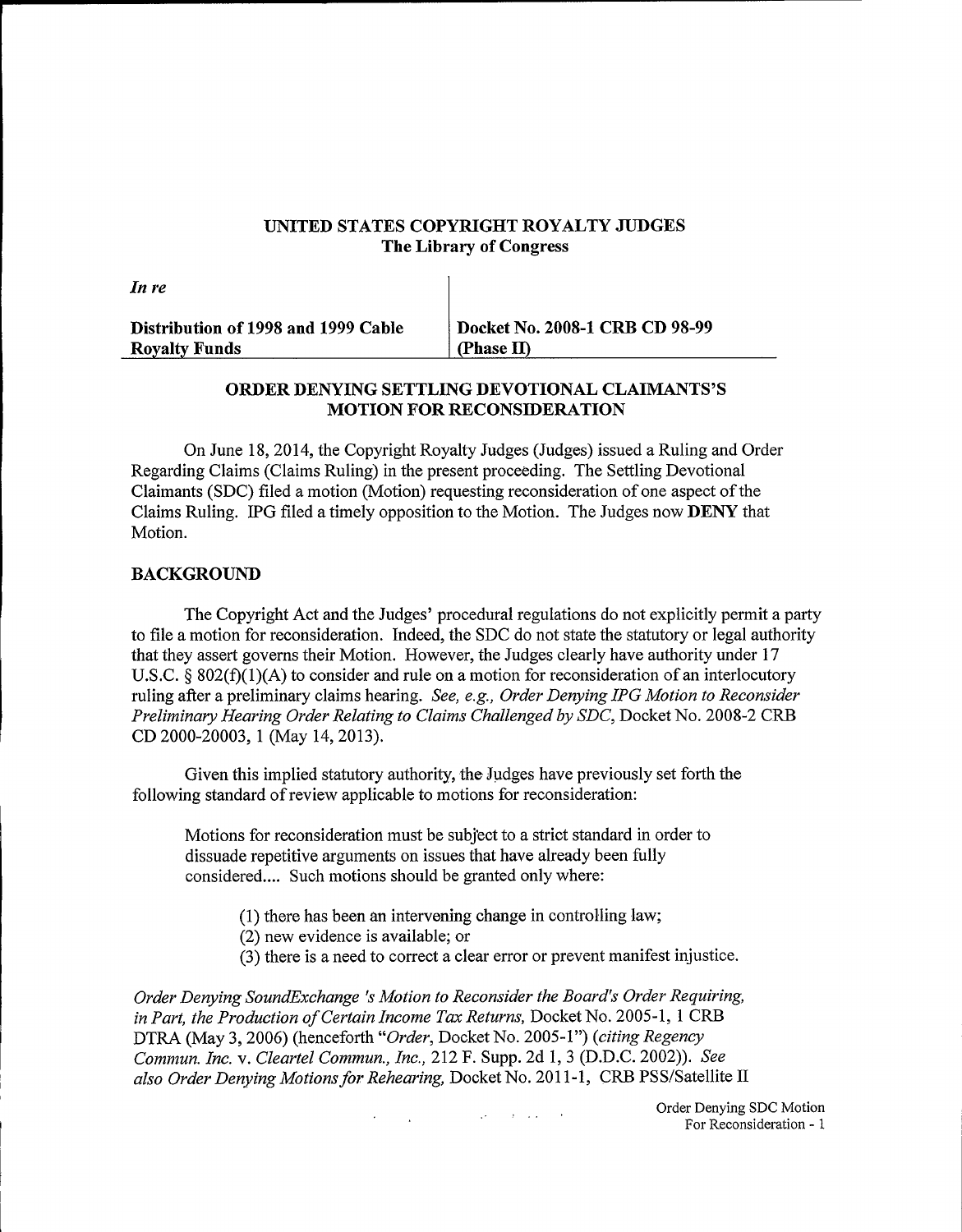**UNITED STATES COPYRIGHT ROYALTY JUDGES**
**The Library of Congress**

| *In re* | |
|---|---|
| **Distribution of 1998 and 1999 Cable Royalty Funds** | **Docket No. 2008-1 CRB CD 98-99 (Phase II)** |

## ORDER DENYING SETTLING DEVOTIONAL CLAIMANTS'S MOTION FOR RECONSIDERATION

On June 18, 2014, the Copyright Royalty Judges (Judges) issued a Ruling and Order Regarding Claims (Claims Ruling) in the present proceeding. The Settling Devotional Claimants (SDC) filed a motion (Motion) requesting reconsideration of one aspect of the Claims Ruling. IPG filed a timely opposition to the Motion. The Judges now **DENY** that Motion.

### BACKGROUND

The Copyright Act and the Judges' procedural regulations do not explicitly permit a party to file a motion for reconsideration. Indeed, the SDC do not state the statutory or legal authority that they assert governs their Motion. However, the Judges clearly have authority under 17 U.S.C. § 802(f)(1)(A) to consider and rule on a motion for reconsideration of an interlocutory ruling after a preliminary claims hearing. *See, e.g., Order Denying IPG Motion to Reconsider Preliminary Hearing Order Relating to Claims Challenged by SDC*, Docket No. 2008-2 CRB CD 2000-20003, 1 (May 14, 2013).

Given this implied statutory authority, the Judges have previously set forth the following standard of review applicable to motions for reconsideration:

> Motions for reconsideration must be subject to a strict standard in order to dissuade repetitive arguments on issues that have already been fully considered.... Such motions should be granted only where:
>
> (1) there has been an intervening change in controlling law;
> (2) new evidence is available; or
> (3) there is a need to correct a clear error or prevent manifest injustice.

*Order Denying SoundExchange's Motion to Reconsider the Board's Order Requiring, in Part, the Production of Certain Income Tax Returns*, Docket No. 2005-1, 1 CRB DTRA (May 3, 2006) (henceforth "*Order*, Docket No. 2005-1") (*citing Regency Commun. Inc.* v. *Cleartel Commun., Inc.*, 212 F. Supp. 2d 1, 3 (D.D.C. 2002)). *See also Order Denying Motions for Rehearing*, Docket No. 2011-1, CRB PSS/Satellite II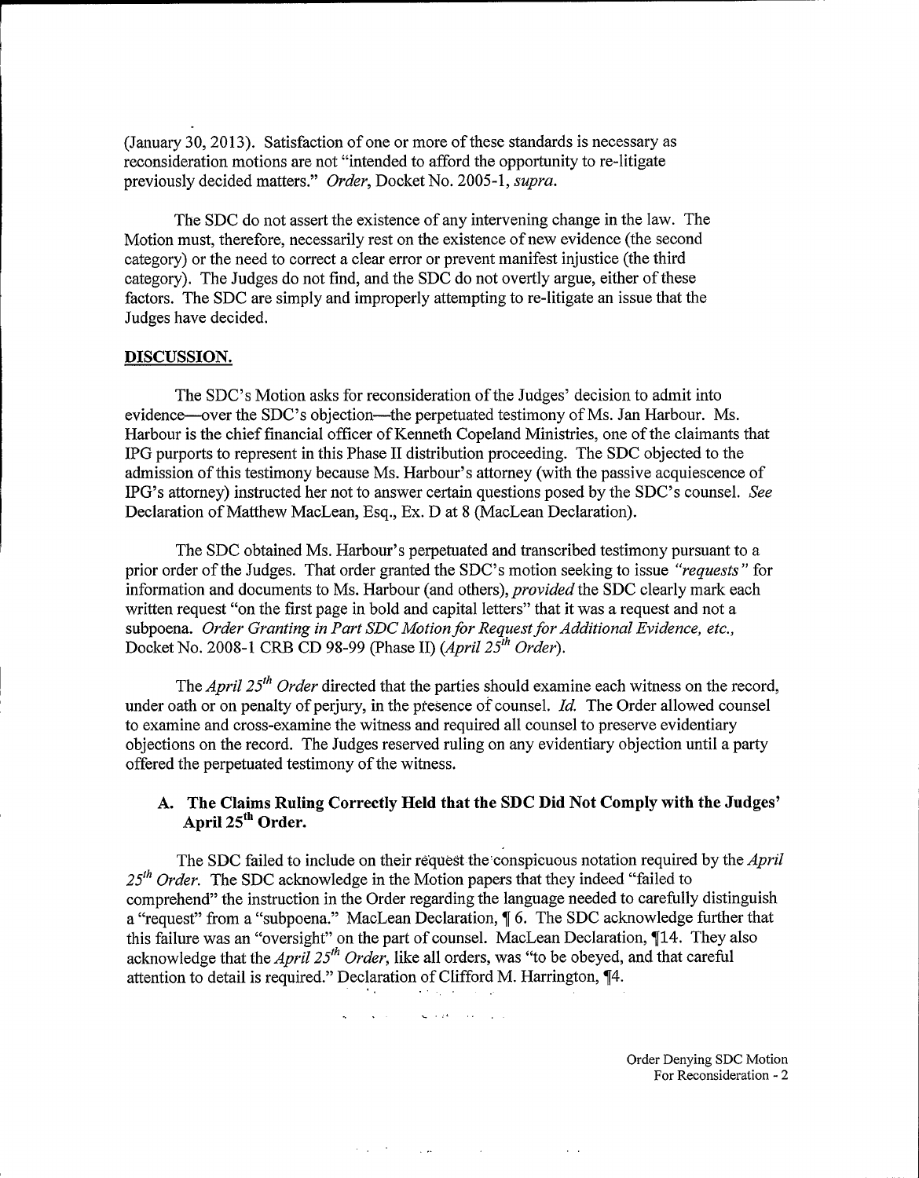(January 30, 2013). Satisfaction of one or more of these standards is necessary as reconsideration motions are not "intended to afford the opportunity to re-litigate previously decided matters." *Order*, Docket No. 2005-1, *supra*.

The SDC do not assert the existence of any intervening change in the law. The Motion must, therefore, necessarily rest on the existence of new evidence (the second category) or the need to correct a clear error or prevent manifest injustice (the third category). The Judges do not find, and the SDC do not overtly argue, either of these factors. The SDC are simply and improperly attempting to re-litigate an issue that the Judges have decided.

**DISCUSSION.**

The SDC's Motion asks for reconsideration of the Judges' decision to admit into evidence—over the SDC's objection—the perpetuated testimony of Ms. Jan Harbour. Ms. Harbour is the chief financial officer of Kenneth Copeland Ministries, one of the claimants that IPG purports to represent in this Phase II distribution proceeding. The SDC objected to the admission of this testimony because Ms. Harbour's attorney (with the passive acquiescence of IPG's attorney) instructed her not to answer certain questions posed by the SDC's counsel. *See* Declaration of Matthew MacLean, Esq., Ex. D at 8 (MacLean Declaration).

The SDC obtained Ms. Harbour's perpetuated and transcribed testimony pursuant to a prior order of the Judges. That order granted the SDC's motion seeking to issue *"requests"* for information and documents to Ms. Harbour (and others), *provided* the SDC clearly mark each written request "on the first page in bold and capital letters" that it was a request and not a subpoena. *Order Granting in Part SDC Motion for Request for Additional Evidence, etc.*, Docket No. 2008-1 CRB CD 98-99 (Phase II) (*April 25th Order*).

The *April 25th Order* directed that the parties should examine each witness on the record, under oath or on penalty of perjury, in the presence of counsel. *Id.* The Order allowed counsel to examine and cross-examine the witness and required all counsel to preserve evidentiary objections on the record. The Judges reserved ruling on any evidentiary objection until a party offered the perpetuated testimony of the witness.

### A. The Claims Ruling Correctly Held that the SDC Did Not Comply with the Judges' April 25th Order.

The SDC failed to include on their request the conspicuous notation required by the *April 25th Order*. The SDC acknowledge in the Motion papers that they indeed "failed to comprehend" the instruction in the Order regarding the language needed to carefully distinguish a "request" from a "subpoena." MacLean Declaration, ¶ 6. The SDC acknowledge further that this failure was an "oversight" on the part of counsel. MacLean Declaration, ¶14. They also acknowledge that the *April 25th Order*, like all orders, was "to be obeyed, and that careful attention to detail is required." Declaration of Clifford M. Harrington, ¶4.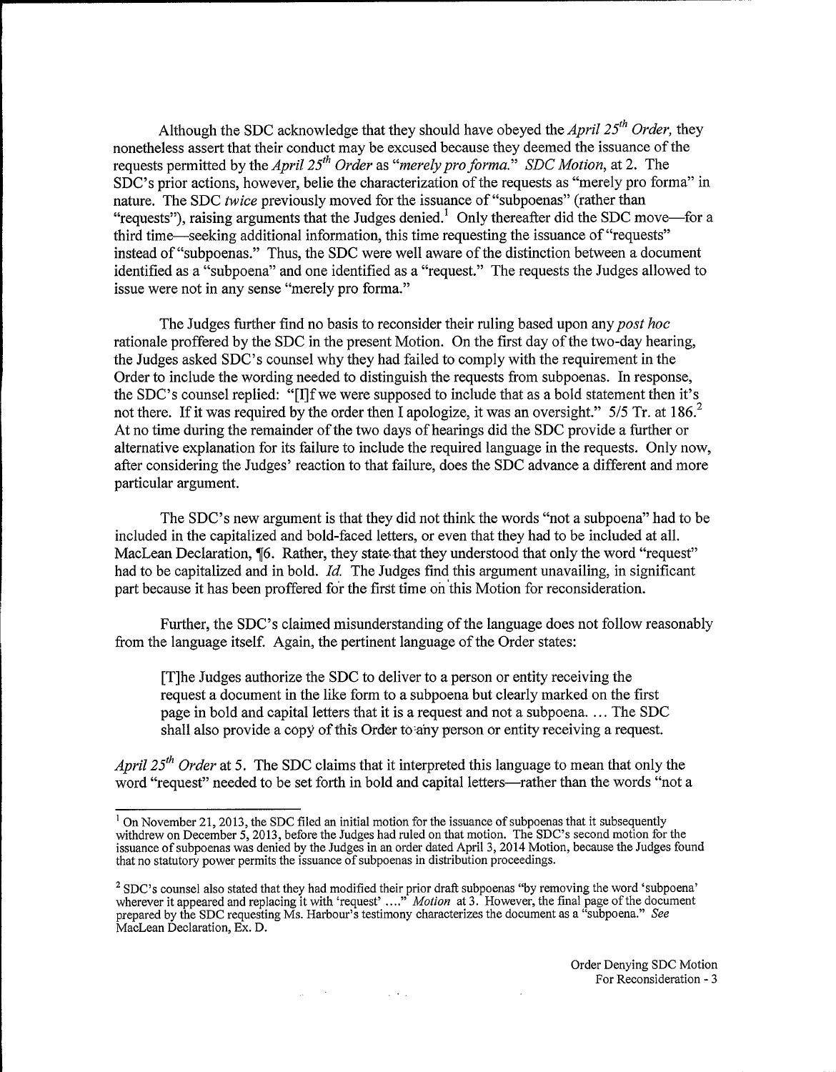Although the SDC acknowledge that they should have obeyed the *April 25th Order,* they nonetheless assert that their conduct may be excused because they deemed the issuance of the requests permitted by the *April 25th Order* as "*merely pro forma.*" *SDC Motion,* at 2. The SDC's prior actions, however, belie the characterization of the requests as "merely pro forma" in nature. The SDC *twice* previously moved for the issuance of "subpoenas" (rather than "requests"), raising arguments that the Judges denied.[1] Only thereafter did the SDC move—for a third time—seeking additional information, this time requesting the issuance of "requests" instead of "subpoenas." Thus, the SDC were well aware of the distinction between a document identified as a "subpoena" and one identified as a "request." The requests the Judges allowed to issue were not in any sense "merely pro forma."

The Judges further find no basis to reconsider their ruling based upon any *post hoc* rationale proffered by the SDC in the present Motion. On the first day of the two-day hearing, the Judges asked SDC's counsel why they had failed to comply with the requirement in the Order to include the wording needed to distinguish the requests from subpoenas. In response, the SDC's counsel replied: "[I]f we were supposed to include that as a bold statement then it's not there. If it was required by the order then I apologize, it was an oversight." 5/5 Tr. at 186.[2] At no time during the remainder of the two days of hearings did the SDC provide a further or alternative explanation for its failure to include the required language in the requests. Only now, after considering the Judges' reaction to that failure, does the SDC advance a different and more particular argument.

The SDC's new argument is that they did not think the words "not a subpoena" had to be included in the capitalized and bold-faced letters, or even that they had to be included at all. MacLean Declaration, ¶6. Rather, they state that they understood that only the word "request" had to be capitalized and in bold. *Id.* The Judges find this argument unavailing, in significant part because it has been proffered for the first time on this Motion for reconsideration.

Further, the SDC's claimed misunderstanding of the language does not follow reasonably from the language itself. Again, the pertinent language of the Order states:

> [T]he Judges authorize the SDC to deliver to a person or entity receiving the request a document in the like form to a subpoena but clearly marked on the first page in bold and capital letters that it is a request and not a subpoena. ... The SDC shall also provide a copy of this Order to any person or entity receiving a request.

*April 25th Order* at 5. The SDC claims that it interpreted this language to mean that only the word "request" needed to be set forth in bold and capital letters—rather than the words "not a

---

[1] On November 21, 2013, the SDC filed an initial motion for the issuance of subpoenas that it subsequently withdrew on December 5, 2013, before the Judges had ruled on that motion. The SDC's second motion for the issuance of subpoenas was denied by the Judges in an order dated April 3, 2014 Motion, because the Judges found that no statutory power permits the issuance of subpoenas in distribution proceedings.

[2] SDC's counsel also stated that they had modified their prior draft subpoenas "by removing the word 'subpoena' wherever it appeared and replacing it with 'request' ...." *Motion* at 3. However, the final page of the document prepared by the SDC requesting Ms. Harbour's testimony characterizes the document as a "subpoena." *See* MacLean Declaration, Ex. D.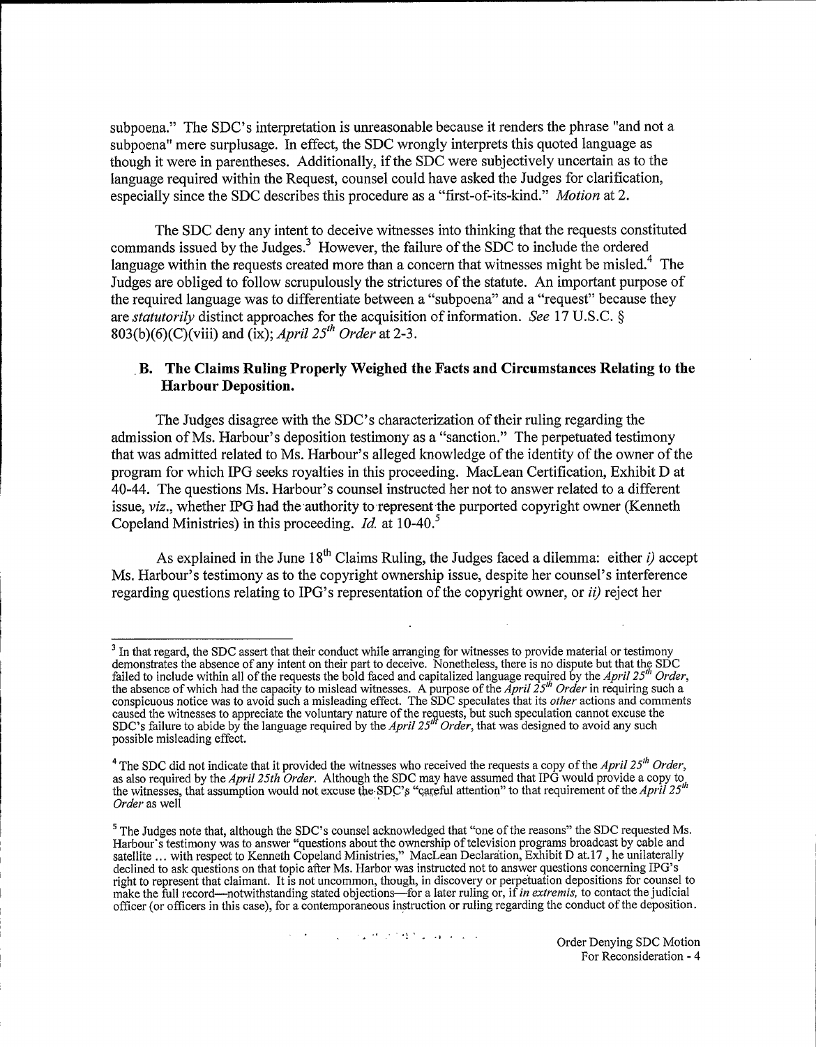subpoena." The SDC's interpretation is unreasonable because it renders the phrase "and not a subpoena" mere surplusage. In effect, the SDC wrongly interprets this quoted language as though it were in parentheses. Additionally, if the SDC were subjectively uncertain as to the language required within the Request, counsel could have asked the Judges for clarification, especially since the SDC describes this procedure as a "first-of-its-kind." *Motion* at 2.

The SDC deny any intent to deceive witnesses into thinking that the requests constituted commands issued by the Judges.[3] However, the failure of the SDC to include the ordered language within the requests created more than a concern that witnesses might be misled.[4] The Judges are obliged to follow scrupulously the strictures of the statute. An important purpose of the required language was to differentiate between a "subpoena" and a "request" because they are *statutorily* distinct approaches for the acquisition of information. *See* 17 U.S.C. § 803(b)(6)(C)(viii) and (ix); *April 25th Order* at 2-3.

### B. The Claims Ruling Properly Weighed the Facts and Circumstances Relating to the Harbour Deposition.

The Judges disagree with the SDC's characterization of their ruling regarding the admission of Ms. Harbour's deposition testimony as a "sanction." The perpetuated testimony that was admitted related to Ms. Harbour's alleged knowledge of the identity of the owner of the program for which IPG seeks royalties in this proceeding. MacLean Certification, Exhibit D at 40-44. The questions Ms. Harbour's counsel instructed her not to answer related to a different issue, *viz*., whether IPG had the authority to represent the purported copyright owner (Kenneth Copeland Ministries) in this proceeding. *Id.* at 10-40.[5]

As explained in the June 18th Claims Ruling, the Judges faced a dilemma: either *i)* accept Ms. Harbour's testimony as to the copyright ownership issue, despite her counsel's interference regarding questions relating to IPG's representation of the copyright owner, or *ii)* reject her

---

[3] In that regard, the SDC assert that their conduct while arranging for witnesses to provide material or testimony demonstrates the absence of any intent on their part to deceive. Nonetheless, there is no dispute but that the SDC failed to include within all of the requests the bold faced and capitalized language required by the *April 25th Order*, the absence of which had the capacity to mislead witnesses. A purpose of the *April 25th Order* in requiring such a conspicuous notice was to avoid such a misleading effect. The SDC speculates that its *other* actions and comments caused the witnesses to appreciate the voluntary nature of the requests, but such speculation cannot excuse the SDC's failure to abide by the language required by the *April 25th Order*, that was designed to avoid any such possible misleading effect.

[4] The SDC did not indicate that it provided the witnesses who received the requests a copy of the *April 25th Order*, as also required by the *April 25th Order*. Although the SDC may have assumed that IPG would provide a copy to the witnesses, that assumption would not excuse the SDC's "careful attention" to that requirement of the *April 25th Order* as well

[5] The Judges note that, although the SDC's counsel acknowledged that "one of the reasons" the SDC requested Ms. Harbour's testimony was to answer "questions about the ownership of television programs broadcast by cable and satellite ... with respect to Kenneth Copeland Ministries," MacLean Declaration, Exhibit D at.17 , he unilaterally declined to ask questions on that topic after Ms. Harbor was instructed not to answer questions concerning IPG's right to represent that claimant. It is not uncommon, though, in discovery or perpetuation depositions for counsel to make the full record—notwithstanding stated objections—for a later ruling or, if *in extremis,* to contact the judicial officer (or officers in this case), for a contemporaneous instruction or ruling regarding the conduct of the deposition.

Order Denying SDC Motion For Reconsideration - 4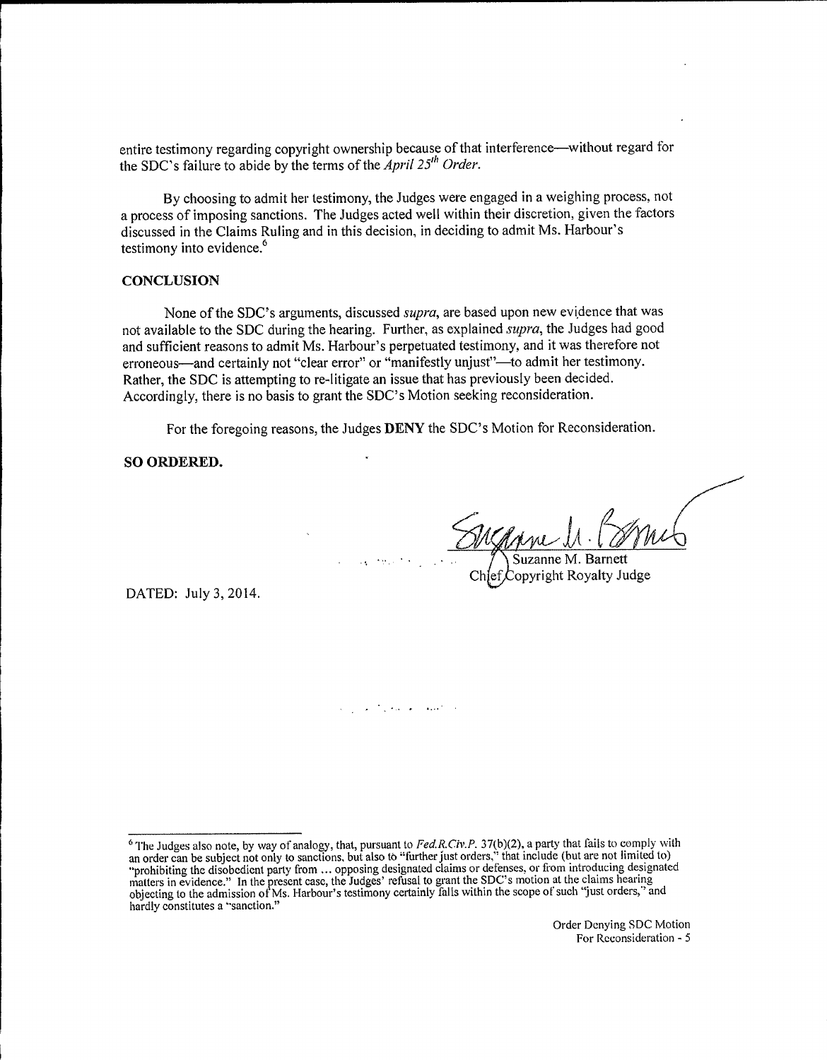entire testimony regarding copyright ownership because of that interference—without regard for the SDC's failure to abide by the terms of the *April 25th Order*.

By choosing to admit her testimony, the Judges were engaged in a weighing process, not a process of imposing sanctions. The Judges acted well within their discretion, given the factors discussed in the Claims Ruling and in this decision, in deciding to admit Ms. Harbour's testimony into evidence.[6]

**CONCLUSION**

None of the SDC's arguments, discussed *supra*, are based upon new evidence that was not available to the SDC during the hearing. Further, as explained *supra*, the Judges had good and sufficient reasons to admit Ms. Harbour's perpetuated testimony, and it was therefore not erroneous—and certainly not "clear error" or "manifestly unjust"—to admit her testimony. Rather, the SDC is attempting to re-litigate an issue that has previously been decided. Accordingly, there is no basis to grant the SDC's Motion seeking reconsideration.

For the foregoing reasons, the Judges **DENY** the SDC's Motion for Reconsideration.

**SO ORDERED.**

Suzanne M. Barnett
Chief Copyright Royalty Judge

DATED: July 3, 2014.

---

[6] The Judges also note, by way of analogy, that, pursuant to *Fed.R.Civ.P.* 37(b)(2), a party that fails to comply with an order can be subject not only to sanctions, but also to "further just orders," that include (but are not limited to) "prohibiting the disobedient party from … opposing designated claims or defenses, or from introducing designated matters in evidence." In the present case, the Judges' refusal to grant the SDC's motion at the claims hearing objecting to the admission of Ms. Harbour's testimony certainly falls within the scope of such "just orders," and hardly constitutes a "sanction."

Order Denying SDC Motion
For Reconsideration - 5